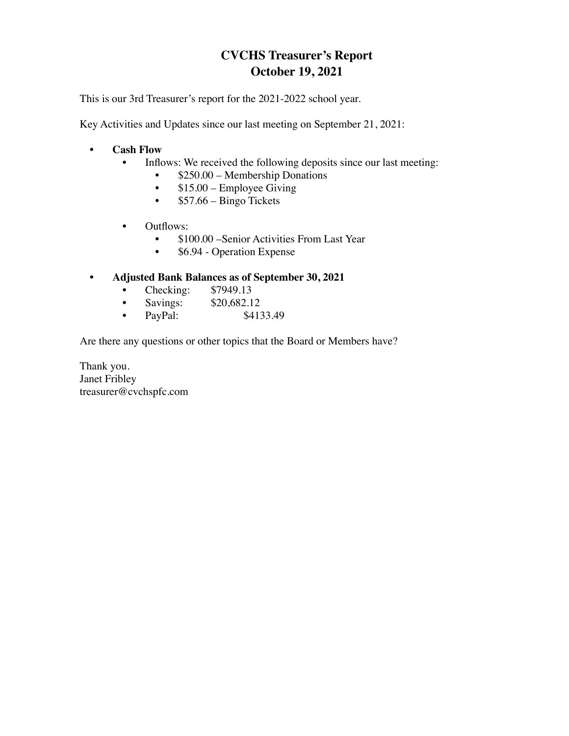# CVCHS Treasurer's Report
# October 19, 2021

This is our 3rd Treasurer's report for the 2021-2022 school year.

Key Activities and Updates since our last meeting on September 21, 2021:

- **Cash Flow**
  - Inflows: We received the following deposits since our last meeting:
    - $250.00 – Membership Donations
    - $15.00 – Employee Giving
    - $57.66 – Bingo Tickets
  - Outflows:
    - $100.00 –Senior Activities From Last Year
    - $6.94 - Operation Expense
- **Adjusted Bank Balances as of September 30, 2021**
  - Checking: $7949.13
  - Savings: $20,682.12
  - PayPal: $4133.49

Are there any questions or other topics that the Board or Members have?

Thank you.
Janet Fribley
treasurer@cvchspfc.com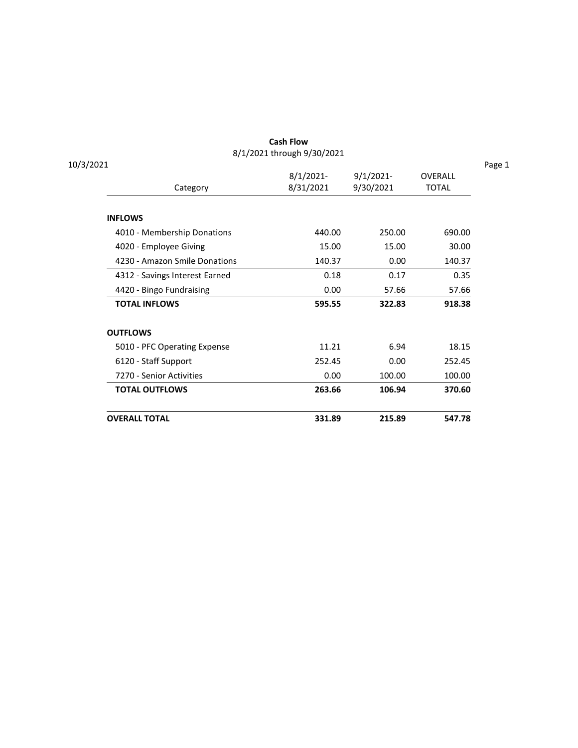# Cash Flow

8/1/2021 through 9/30/2021

10/3/2021

| Category | 8/1/2021-8/31/2021 | 9/1/2021-9/30/2021 | OVERALL TOTAL |
|---|---|---|---|
| **INFLOWS** | | | |
| 4010 - Membership Donations | 440.00 | 250.00 | 690.00 |
| 4020 - Employee Giving | 15.00 | 15.00 | 30.00 |
| 4230 - Amazon Smile Donations | 140.37 | 0.00 | 140.37 |
| 4312 - Savings Interest Earned | 0.18 | 0.17 | 0.35 |
| 4420 - Bingo Fundraising | 0.00 | 57.66 | 57.66 |
| **TOTAL INFLOWS** | **595.55** | **322.83** | **918.38** |
| **OUTFLOWS** | | | |
| 5010 - PFC Operating Expense | 11.21 | 6.94 | 18.15 |
| 6120 - Staff Support | 252.45 | 0.00 | 252.45 |
| 7270 - Senior Activities | 0.00 | 100.00 | 100.00 |
| **TOTAL OUTFLOWS** | **263.66** | **106.94** | **370.60** |
| **OVERALL TOTAL** | **331.89** | **215.89** | **547.78** |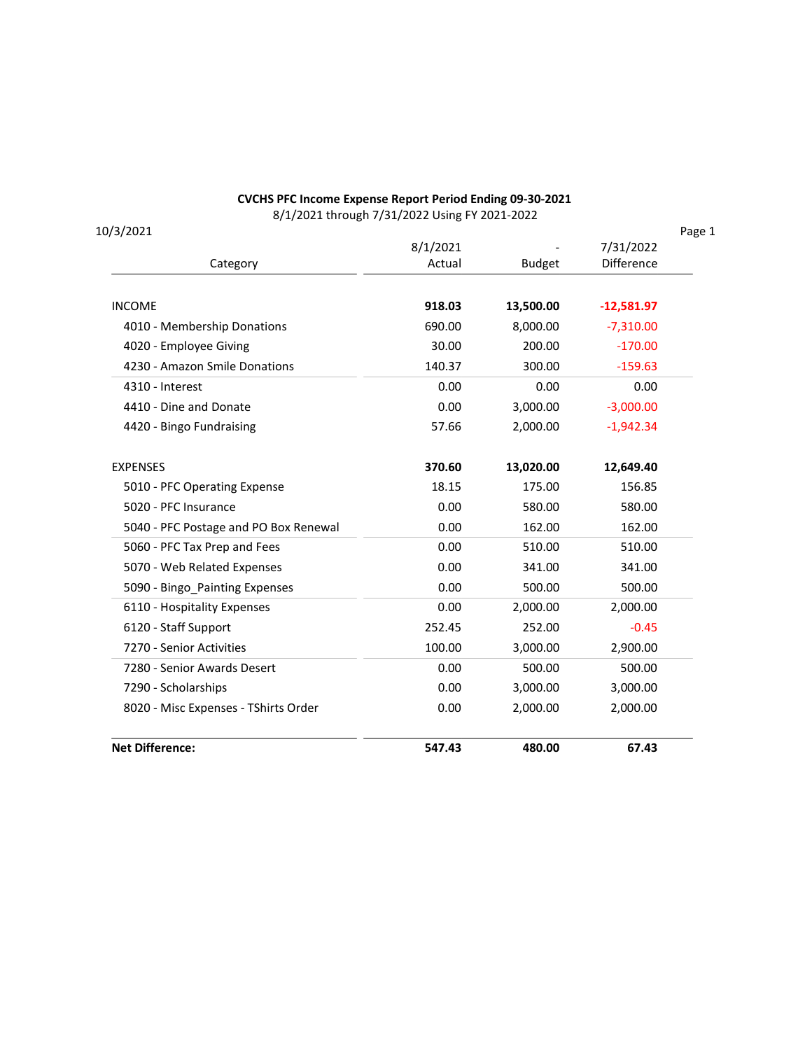**CVCHS PFC Income Expense Report Period Ending 09-30-2021**

8/1/2021 through 7/31/2022 Using FY 2021-2022

10/3/2021

| Category | 8/1/2021 Actual | - Budget | 7/31/2022 Difference |
|---|---|---|---|
| INCOME | **918.03** | **13,500.00** | **-12,581.97** |
| 4010 - Membership Donations | 690.00 | 8,000.00 | -7,310.00 |
| 4020 - Employee Giving | 30.00 | 200.00 | -170.00 |
| 4230 - Amazon Smile Donations | 140.37 | 300.00 | -159.63 |
| 4310 - Interest | 0.00 | 0.00 | 0.00 |
| 4410 - Dine and Donate | 0.00 | 3,000.00 | -3,000.00 |
| 4420 - Bingo Fundraising | 57.66 | 2,000.00 | -1,942.34 |
| EXPENSES | **370.60** | **13,020.00** | **12,649.40** |
| 5010 - PFC Operating Expense | 18.15 | 175.00 | 156.85 |
| 5020 - PFC Insurance | 0.00 | 580.00 | 580.00 |
| 5040 - PFC Postage and PO Box Renewal | 0.00 | 162.00 | 162.00 |
| 5060 - PFC Tax Prep and Fees | 0.00 | 510.00 | 510.00 |
| 5070 - Web Related Expenses | 0.00 | 341.00 | 341.00 |
| 5090 - Bingo_Painting Expenses | 0.00 | 500.00 | 500.00 |
| 6110 - Hospitality Expenses | 0.00 | 2,000.00 | 2,000.00 |
| 6120 - Staff Support | 252.45 | 252.00 | -0.45 |
| 7270 - Senior Activities | 100.00 | 3,000.00 | 2,900.00 |
| 7280 - Senior Awards Desert | 0.00 | 500.00 | 500.00 |
| 7290 - Scholarships | 0.00 | 3,000.00 | 3,000.00 |
| 8020 - Misc Expenses - TShirts Order | 0.00 | 2,000.00 | 2,000.00 |
| **Net Difference:** | **547.43** | **480.00** | **67.43** |